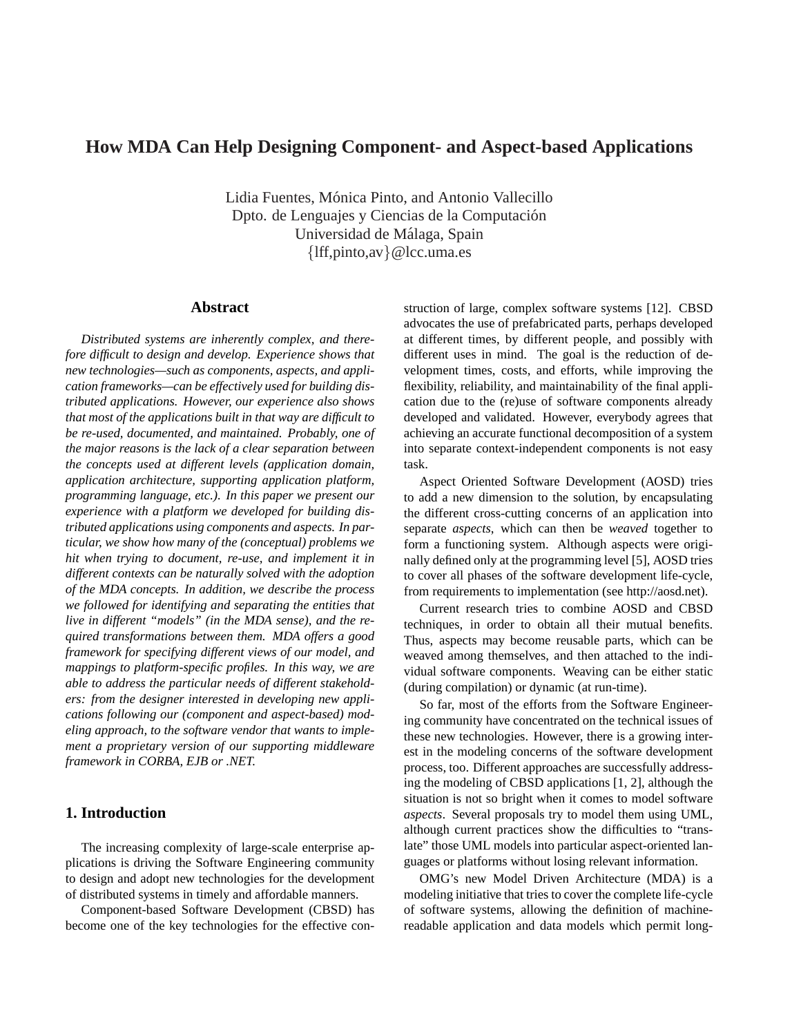# How MDA Can Help Designing Component- and Aspect-based Applications

Lidia Fuentes, Mónica Pinto, and Antonio Vallecillo
Dpto. de Lenguajes y Ciencias de la Computación
Universidad de Málaga, Spain
{lff,pinto,av}@lcc.uma.es

## Abstract

*Distributed systems are inherently complex, and therefore difficult to design and develop. Experience shows that new technologies—such as components, aspects, and application frameworks—can be effectively used for building distributed applications. However, our experience also shows that most of the applications built in that way are difficult to be re-used, documented, and maintained. Probably, one of the major reasons is the lack of a clear separation between the concepts used at different levels (application domain, application architecture, supporting application platform, programming language, etc.). In this paper we present our experience with a platform we developed for building distributed applications using components and aspects. In particular, we show how many of the (conceptual) problems we hit when trying to document, re-use, and implement it in different contexts can be naturally solved with the adoption of the MDA concepts. In addition, we describe the process we followed for identifying and separating the entities that live in different "models" (in the MDA sense), and the required transformations between them. MDA offers a good framework for specifying different views of our model, and mappings to platform-specific profiles. In this way, we are able to address the particular needs of different stakeholders: from the designer interested in developing new applications following our (component and aspect-based) modeling approach, to the software vendor that wants to implement a proprietary version of our supporting middleware framework in CORBA, EJB or .NET.*

## 1. Introduction

The increasing complexity of large-scale enterprise applications is driving the Software Engineering community to design and adopt new technologies for the development of distributed systems in timely and affordable manners.

Component-based Software Development (CBSD) has become one of the key technologies for the effective construction of large, complex software systems [12]. CBSD advocates the use of prefabricated parts, perhaps developed at different times, by different people, and possibly with different uses in mind. The goal is the reduction of development times, costs, and efforts, while improving the flexibility, reliability, and maintainability of the final application due to the (re)use of software components already developed and validated. However, everybody agrees that achieving an accurate functional decomposition of a system into separate context-independent components is not easy task.

Aspect Oriented Software Development (AOSD) tries to add a new dimension to the solution, by encapsulating the different cross-cutting concerns of an application into separate *aspects*, which can then be *weaved* together to form a functioning system. Although aspects were originally defined only at the programming level [5], AOSD tries to cover all phases of the software development life-cycle, from requirements to implementation (see http://aosd.net).

Current research tries to combine AOSD and CBSD techniques, in order to obtain all their mutual benefits. Thus, aspects may become reusable parts, which can be weaved among themselves, and then attached to the individual software components. Weaving can be either static (during compilation) or dynamic (at run-time).

So far, most of the efforts from the Software Engineering community have concentrated on the technical issues of these new technologies. However, there is a growing interest in the modeling concerns of the software development process, too. Different approaches are successfully addressing the modeling of CBSD applications [1, 2], although the situation is not so bright when it comes to model software *aspects*. Several proposals try to model them using UML, although current practices show the difficulties to "translate" those UML models into particular aspect-oriented languages or platforms without losing relevant information.

OMG's new Model Driven Architecture (MDA) is a modeling initiative that tries to cover the complete life-cycle of software systems, allowing the definition of machine-readable application and data models which permit long-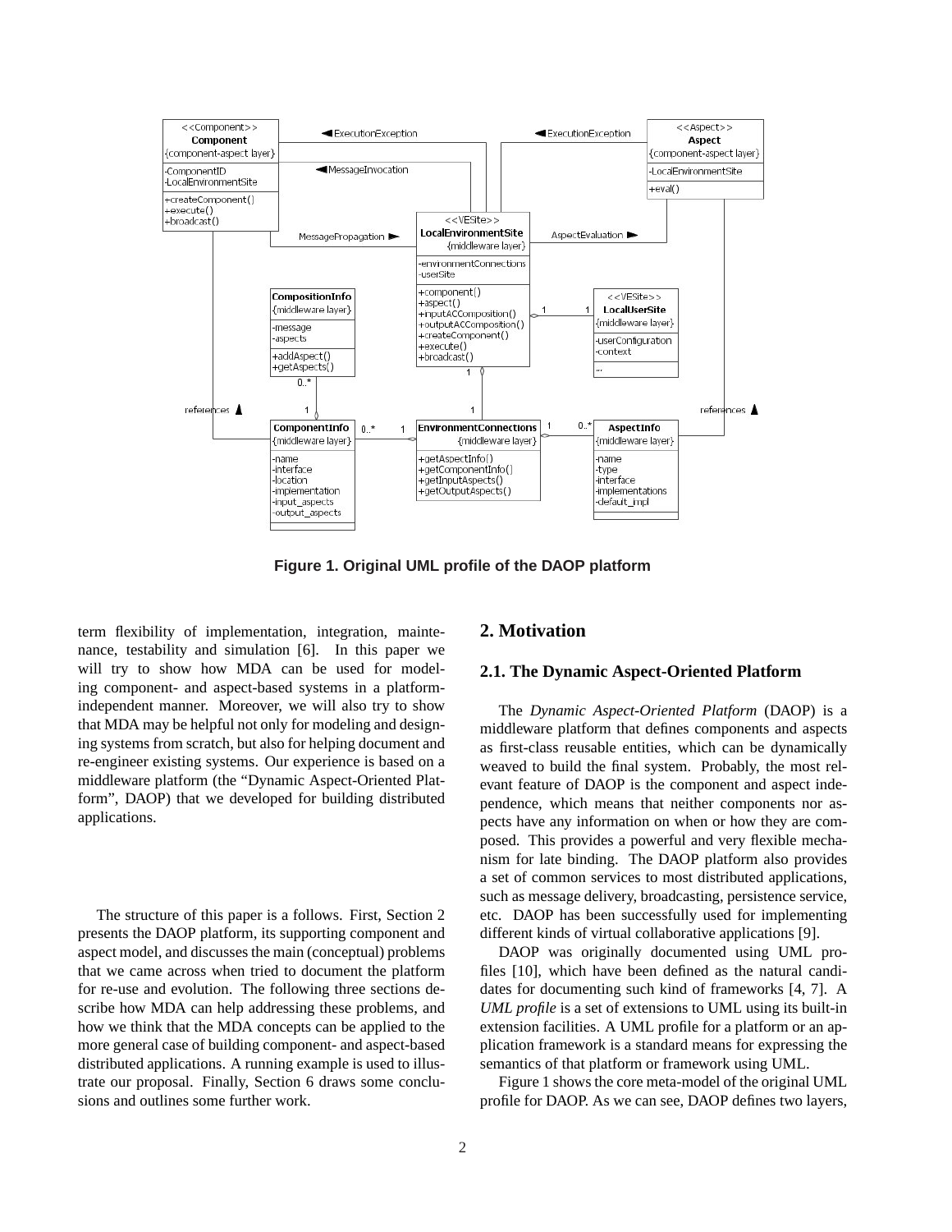Figure 1. Original UML profile of the DAOP platform

term flexibility of implementation, integration, maintenance, testability and simulation [6]. In this paper we will try to show how MDA can be used for modeling component- and aspect-based systems in a platform-independent manner. Moreover, we will also try to show that MDA may be helpful not only for modeling and designing systems from scratch, but also for helping document and re-engineer existing systems. Our experience is based on a middleware platform (the "Dynamic Aspect-Oriented Platform", DAOP) that we developed for building distributed applications.

The structure of this paper is a follows. First, Section 2 presents the DAOP platform, its supporting component and aspect model, and discusses the main (conceptual) problems that we came across when tried to document the platform for re-use and evolution. The following three sections describe how MDA can help addressing these problems, and how we think that the MDA concepts can be applied to the more general case of building component- and aspect-based distributed applications. A running example is used to illustrate our proposal. Finally, Section 6 draws some conclusions and outlines some further work.

## 2. Motivation

### 2.1. The Dynamic Aspect-Oriented Platform

The *Dynamic Aspect-Oriented Platform* (DAOP) is a middleware platform that defines components and aspects as first-class reusable entities, which can be dynamically weaved to build the final system. Probably, the most relevant feature of DAOP is the component and aspect independence, which means that neither components nor aspects have any information on when or how they are composed. This provides a powerful and very flexible mechanism for late binding. The DAOP platform also provides a set of common services to most distributed applications, such as message delivery, broadcasting, persistence service, etc. DAOP has been successfully used for implementing different kinds of virtual collaborative applications [9].

DAOP was originally documented using UML profiles [10], which have been defined as the natural candidates for documenting such kind of frameworks [4, 7]. A *UML profile* is a set of extensions to UML using its built-in extension facilities. A UML profile for a platform or an application framework is a standard means for expressing the semantics of that platform or framework using UML.

Figure 1 shows the core meta-model of the original UML profile for DAOP. As we can see, DAOP defines two layers,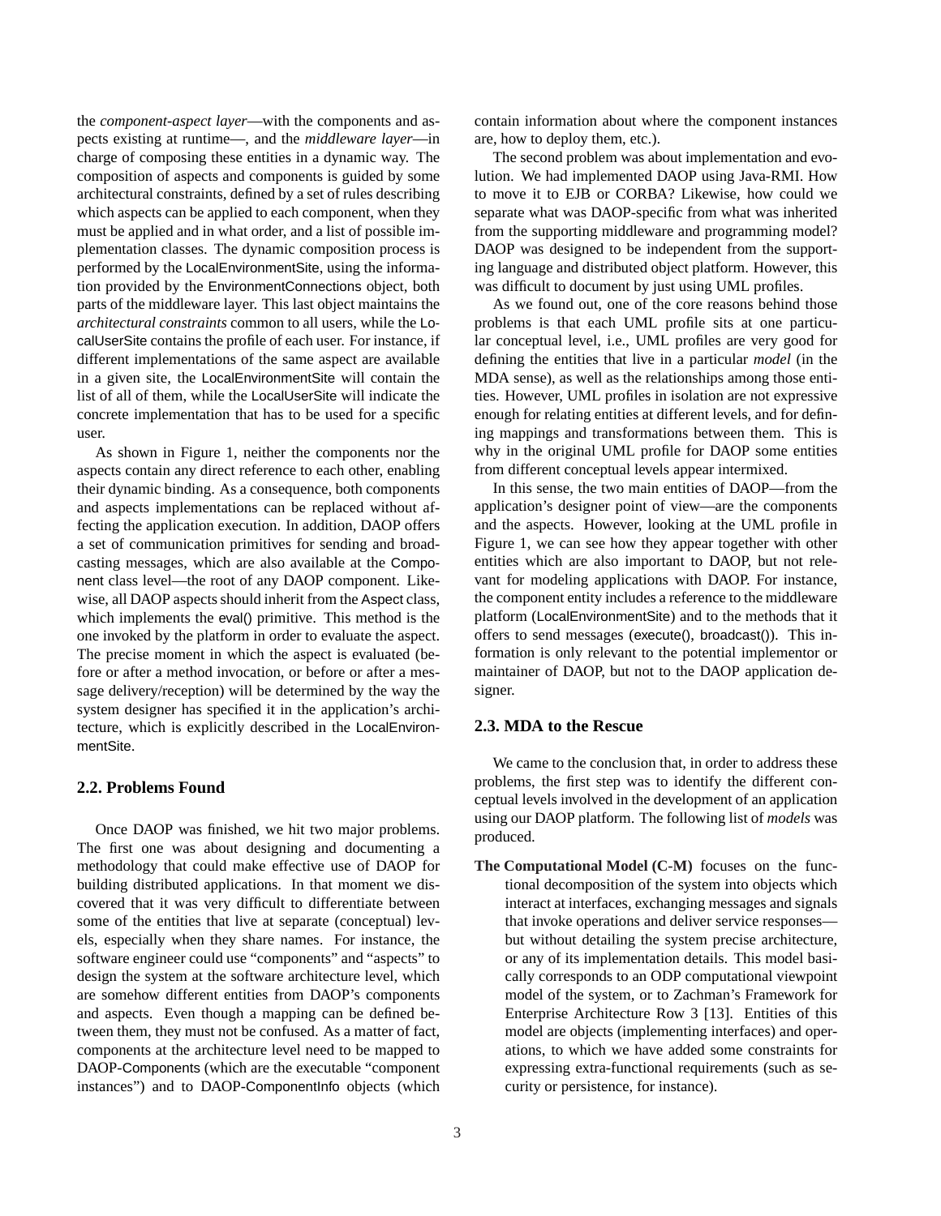the *component-aspect layer*—with the components and aspects existing at runtime—, and the *middleware layer*—in charge of composing these entities in a dynamic way. The composition of aspects and components is guided by some architectural constraints, defined by a set of rules describing which aspects can be applied to each component, when they must be applied and in what order, and a list of possible implementation classes. The dynamic composition process is performed by the LocalEnvironmentSite, using the information provided by the EnvironmentConnections object, both parts of the middleware layer. This last object maintains the *architectural constraints* common to all users, while the LocalUserSite contains the profile of each user. For instance, if different implementations of the same aspect are available in a given site, the LocalEnvironmentSite will contain the list of all of them, while the LocalUserSite will indicate the concrete implementation that has to be used for a specific user.

As shown in Figure 1, neither the components nor the aspects contain any direct reference to each other, enabling their dynamic binding. As a consequence, both components and aspects implementations can be replaced without affecting the application execution. In addition, DAOP offers a set of communication primitives for sending and broadcasting messages, which are also available at the Component class level—the root of any DAOP component. Likewise, all DAOP aspects should inherit from the Aspect class, which implements the eval() primitive. This method is the one invoked by the platform in order to evaluate the aspect. The precise moment in which the aspect is evaluated (before or after a method invocation, or before or after a message delivery/reception) will be determined by the way the system designer has specified it in the application's architecture, which is explicitly described in the LocalEnvironmentSite.

## 2.2. Problems Found

Once DAOP was finished, we hit two major problems. The first one was about designing and documenting a methodology that could make effective use of DAOP for building distributed applications. In that moment we discovered that it was very difficult to differentiate between some of the entities that live at separate (conceptual) levels, especially when they share names. For instance, the software engineer could use "components" and "aspects" to design the system at the software architecture level, which are somehow different entities from DAOP's components and aspects. Even though a mapping can be defined between them, they must not be confused. As a matter of fact, components at the architecture level need to be mapped to DAOP-Components (which are the executable "component instances") and to DAOP-ComponentInfo objects (which contain information about where the component instances are, how to deploy them, etc.).

The second problem was about implementation and evolution. We had implemented DAOP using Java-RMI. How to move it to EJB or CORBA? Likewise, how could we separate what was DAOP-specific from what was inherited from the supporting middleware and programming model? DAOP was designed to be independent from the supporting language and distributed object platform. However, this was difficult to document by just using UML profiles.

As we found out, one of the core reasons behind those problems is that each UML profile sits at one particular conceptual level, i.e., UML profiles are very good for defining the entities that live in a particular *model* (in the MDA sense), as well as the relationships among those entities. However, UML profiles in isolation are not expressive enough for relating entities at different levels, and for defining mappings and transformations between them. This is why in the original UML profile for DAOP some entities from different conceptual levels appear intermixed.

In this sense, the two main entities of DAOP—from the application's designer point of view—are the components and the aspects. However, looking at the UML profile in Figure 1, we can see how they appear together with other entities which are also important to DAOP, but not relevant for modeling applications with DAOP. For instance, the component entity includes a reference to the middleware platform (LocalEnvironmentSite) and to the methods that it offers to send messages (execute(), broadcast()). This information is only relevant to the potential implementor or maintainer of DAOP, but not to the DAOP application designer.

## 2.3. MDA to the Rescue

We came to the conclusion that, in order to address these problems, the first step was to identify the different conceptual levels involved in the development of an application using our DAOP platform. The following list of *models* was produced.

**The Computational Model (C-M)** focuses on the functional decomposition of the system into objects which interact at interfaces, exchanging messages and signals that invoke operations and deliver service responses—but without detailing the system precise architecture, or any of its implementation details. This model basically corresponds to an ODP computational viewpoint model of the system, or to Zachman's Framework for Enterprise Architecture Row 3 [13]. Entities of this model are objects (implementing interfaces) and operations, to which we have added some constraints for expressing extra-functional requirements (such as security or persistence, for instance).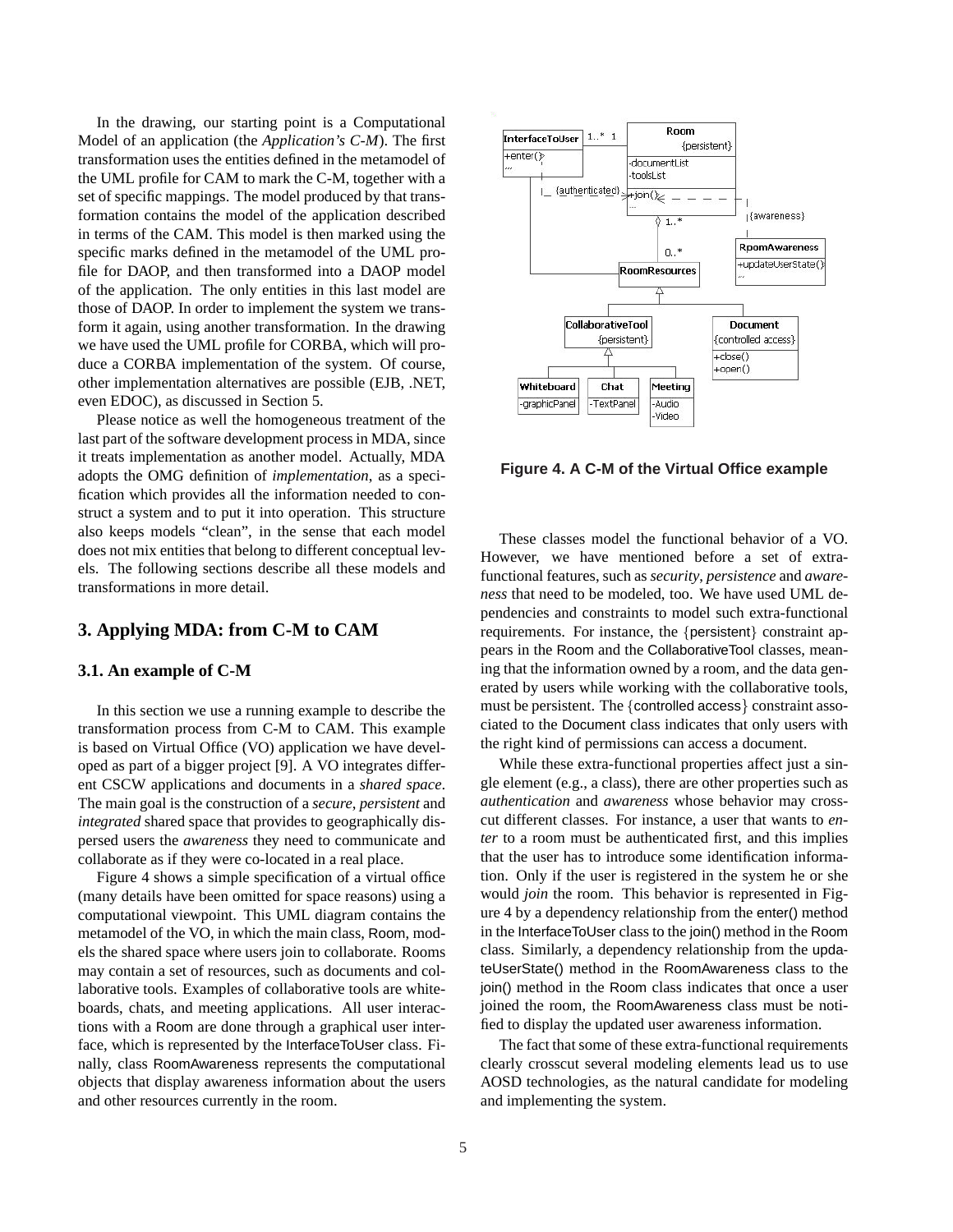In the drawing, our starting point is a Computational Model of an application (the *Application's C-M*). The first transformation uses the entities defined in the metamodel of the UML profile for CAM to mark the C-M, together with a set of specific mappings. The model produced by that transformation contains the model of the application described in terms of the CAM. This model is then marked using the specific marks defined in the metamodel of the UML profile for DAOP, and then transformed into a DAOP model of the application. The only entities in this last model are those of DAOP. In order to implement the system we transform it again, using another transformation. In the drawing we have used the UML profile for CORBA, which will produce a CORBA implementation of the system. Of course, other implementation alternatives are possible (EJB, .NET, even EDOC), as discussed in Section 5.

Please notice as well the homogeneous treatment of the last part of the software development process in MDA, since it treats implementation as another model. Actually, MDA adopts the OMG definition of *implementation*, as a specification which provides all the information needed to construct a system and to put it into operation. This structure also keeps models "clean", in the sense that each model does not mix entities that belong to different conceptual levels. The following sections describe all these models and transformations in more detail.

## 3. Applying MDA: from C-M to CAM

### 3.1. An example of C-M

In this section we use a running example to describe the transformation process from C-M to CAM. This example is based on Virtual Office (VO) application we have developed as part of a bigger project [9]. A VO integrates different CSCW applications and documents in a *shared space*. The main goal is the construction of a *secure*, *persistent* and *integrated* shared space that provides to geographically dispersed users the *awareness* they need to communicate and collaborate as if they were co-located in a real place.

Figure 4 shows a simple specification of a virtual office (many details have been omitted for space reasons) using a computational viewpoint. This UML diagram contains the metamodel of the VO, in which the main class, Room, models the shared space where users join to collaborate. Rooms may contain a set of resources, such as documents and collaborative tools. Examples of collaborative tools are whiteboards, chats, and meeting applications. All user interactions with a Room are done through a graphical user interface, which is represented by the InterfaceToUser class. Finally, class RoomAwareness represents the computational objects that display awareness information about the users and other resources currently in the room.

**Figure 4. A C-M of the Virtual Office example**

These classes model the functional behavior of a VO. However, we have mentioned before a set of extra-functional features, such as *security*, *persistence* and *awareness* that need to be modeled, too. We have used UML dependencies and constraints to model such extra-functional requirements. For instance, the {persistent} constraint appears in the Room and the CollaborativeTool classes, meaning that the information owned by a room, and the data generated by users while working with the collaborative tools, must be persistent. The {controlled access} constraint associated to the Document class indicates that only users with the right kind of permissions can access a document.

While these extra-functional properties affect just a single element (e.g., a class), there are other properties such as *authentication* and *awareness* whose behavior may crosscut different classes. For instance, a user that wants to *enter* to a room must be authenticated first, and this implies that the user has to introduce some identification information. Only if the user is registered in the system he or she would *join* the room. This behavior is represented in Figure 4 by a dependency relationship from the enter() method in the InterfaceToUser class to the join() method in the Room class. Similarly, a dependency relationship from the updateUserState() method in the RoomAwareness class to the join() method in the Room class indicates that once a user joined the room, the RoomAwareness class must be notified to display the updated user awareness information.

The fact that some of these extra-functional requirements clearly crosscut several modeling elements lead us to use AOSD technologies, as the natural candidate for modeling and implementing the system.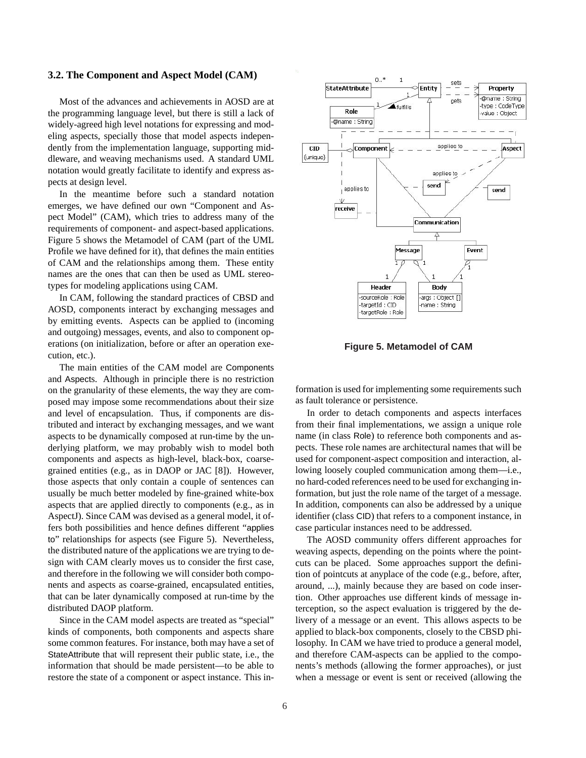### 3.2. The Component and Aspect Model (CAM)

Most of the advances and achievements in AOSD are at the programming language level, but there is still a lack of widely-agreed high level notations for expressing and modeling aspects, specially those that model aspects independently from the implementation language, supporting middleware, and weaving mechanisms used. A standard UML notation would greatly facilitate to identify and express aspects at design level.

In the meantime before such a standard notation emerges, we have defined our own "Component and Aspect Model" (CAM), which tries to address many of the requirements of component- and aspect-based applications. Figure 5 shows the Metamodel of CAM (part of the UML Profile we have defined for it), that defines the main entities of CAM and the relationships among them. These entity names are the ones that can then be used as UML stereotypes for modeling applications using CAM.

In CAM, following the standard practices of CBSD and AOSD, components interact by exchanging messages and by emitting events. Aspects can be applied to (incoming and outgoing) messages, events, and also to component operations (on initialization, before or after an operation execution, etc.).

The main entities of the CAM model are Components and Aspects. Although in principle there is no restriction on the granularity of these elements, the way they are composed may impose some recommendations about their size and level of encapsulation. Thus, if components are distributed and interact by exchanging messages, and we want aspects to be dynamically composed at run-time by the underlying platform, we may probably wish to model both components and aspects as high-level, black-box, coarse-grained entities (e.g., as in DAOP or JAC [8]). However, those aspects that only contain a couple of sentences can usually be much better modeled by fine-grained white-box aspects that are applied directly to components (e.g., as in AspectJ). Since CAM was devised as a general model, it offers both possibilities and hence defines different "applies to" relationships for aspects (see Figure 5). Nevertheless, the distributed nature of the applications we are trying to design with CAM clearly moves us to consider the first case, and therefore in the following we will consider both components and aspects as coarse-grained, encapsulated entities, that can be later dynamically composed at run-time by the distributed DAOP platform.

Since in the CAM model aspects are treated as "special" kinds of components, both components and aspects share some common features. For instance, both may have a set of StateAttribute that will represent their public state, i.e., the information that should be made persistent—to be able to restore the state of a component or aspect instance. This information is used for implementing some requirements such as fault tolerance or persistence.

StateAttribute
0..*
1
Entity
sets
gets
Property
-@name : String
-type : CodeType
-value : Object
Role
-@name : String
1
1
fulfills
CID
{unique}
Component
applies to
Aspect
applies to
send
send
applies to
receive
Communication
Message
Event
Header
-sourceRole : Role
-targetId : CID
-targetRole : Role
Body
-args : Object []
-name : String

**Figure 5. Metamodel of CAM**

In order to detach components and aspects interfaces from their final implementations, we assign a unique role name (in class Role) to reference both components and aspects. These role names are architectural names that will be used for component-aspect composition and interaction, allowing loosely coupled communication among them—i.e., no hard-coded references need to be used for exchanging information, but just the role name of the target of a message. In addition, components can also be addressed by a unique identifier (class CID) that refers to a component instance, in case particular instances need to be addressed.

The AOSD community offers different approaches for weaving aspects, depending on the points where the pointcuts can be placed. Some approaches support the definition of pointcuts at anyplace of the code (e.g., before, after, around, ...), mainly because they are based on code insertion. Other approaches use different kinds of message interception, so the aspect evaluation is triggered by the delivery of a message or an event. This allows aspects to be applied to black-box components, closely to the CBSD philosophy. In CAM we have tried to produce a general model, and therefore CAM-aspects can be applied to the components's methods (allowing the former approaches), or just when a message or event is sent or received (allowing the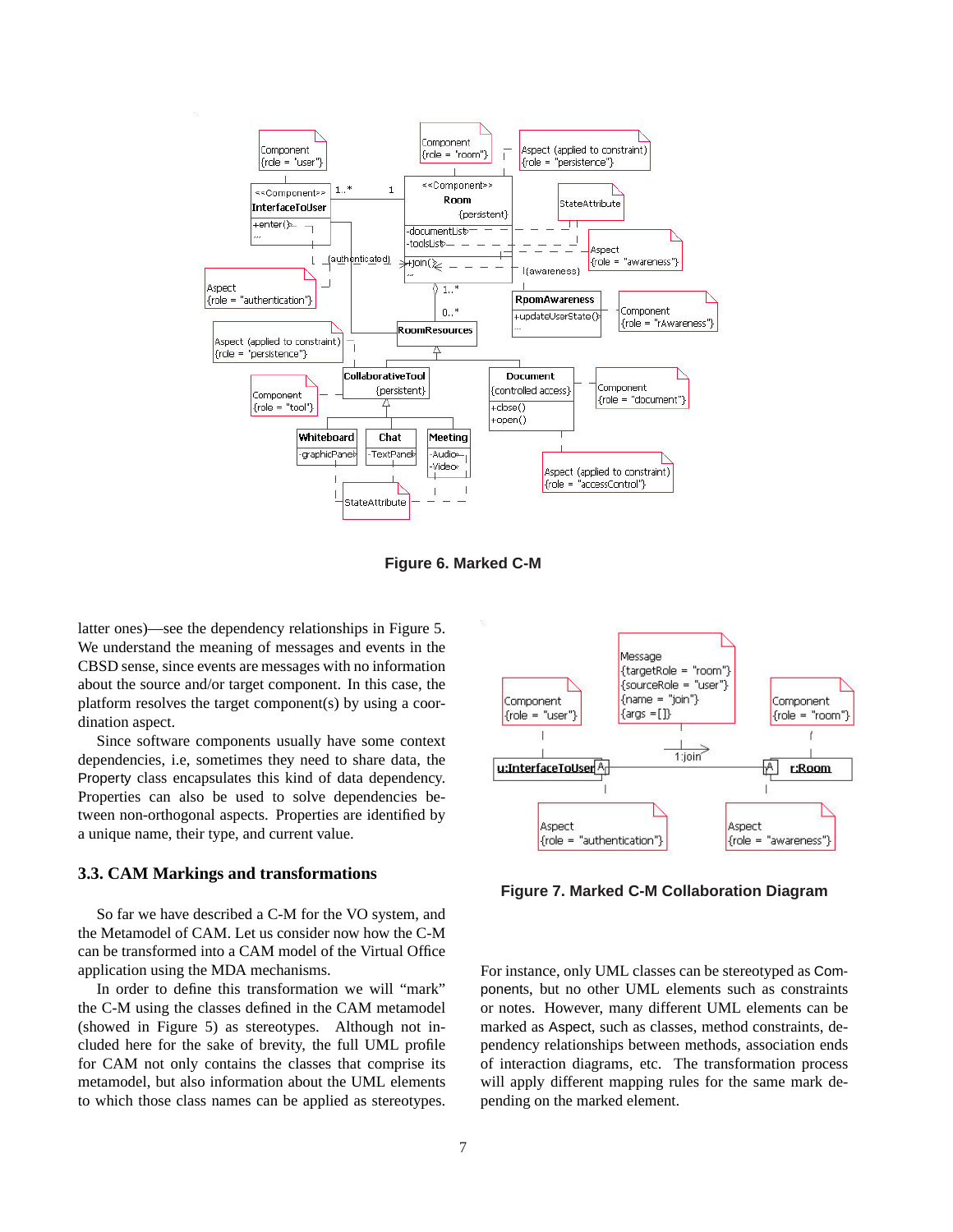**Figure 6. Marked C-M**

latter ones)—see the dependency relationships in Figure 5. We understand the meaning of messages and events in the CBSD sense, since events are messages with no information about the source and/or target component. In this case, the platform resolves the target component(s) by using a coordination aspect.

Since software components usually have some context dependencies, i.e, sometimes they need to share data, the Property class encapsulates this kind of data dependency. Properties can also be used to solve dependencies between non-orthogonal aspects. Properties are identified by a unique name, their type, and current value.

### 3.3. CAM Markings and transformations

So far we have described a C-M for the VO system, and the Metamodel of CAM. Let us consider now how the C-M can be transformed into a CAM model of the Virtual Office application using the MDA mechanisms.

In order to define this transformation we will "mark" the C-M using the classes defined in the CAM metamodel (showed in Figure 5) as stereotypes. Although not included here for the sake of brevity, the full UML profile for CAM not only contains the classes that comprise its metamodel, but also information about the UML elements to which those class names can be applied as stereotypes.

**Figure 7. Marked C-M Collaboration Diagram**

For instance, only UML classes can be stereotyped as Components, but no other UML elements such as constraints or notes. However, many different UML elements can be marked as Aspect, such as classes, method constraints, dependency relationships between methods, association ends of interaction diagrams, etc. The transformation process will apply different mapping rules for the same mark depending on the marked element.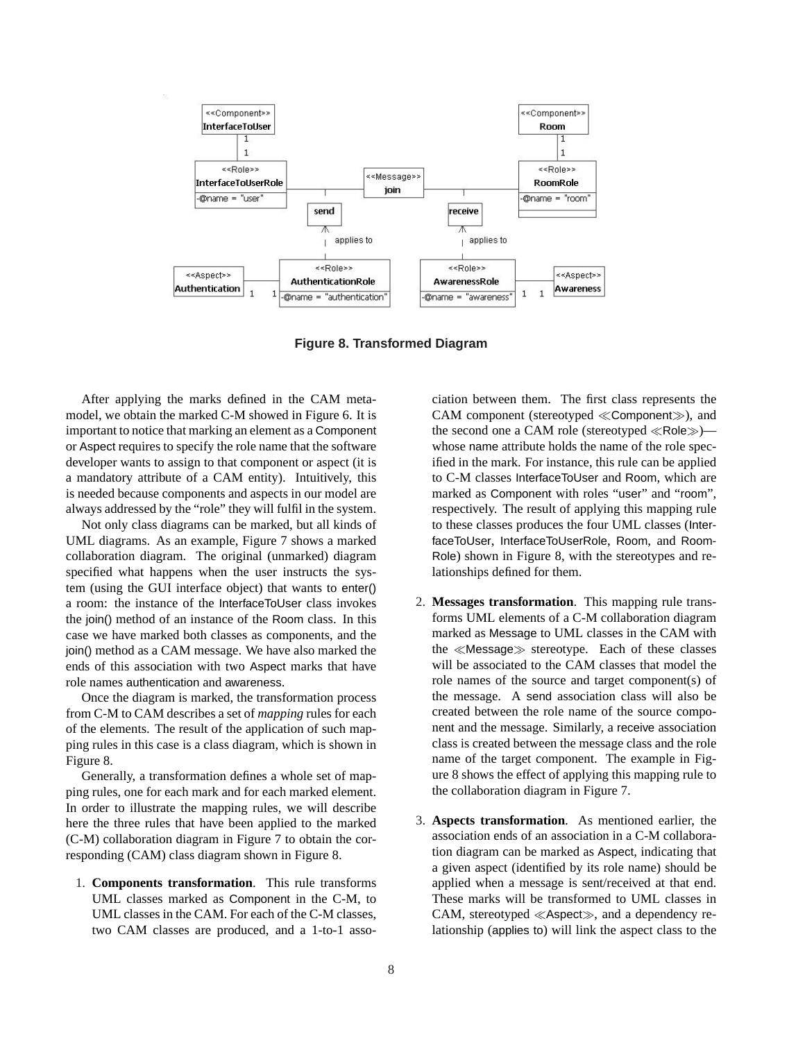<<Component>>
InterfaceToUser

<<Component>>
Room

<<Role>>
InterfaceToUserRole
-@name = "user"

<<Message>>
join

<<Role>>
RoomRole
-@name = "room"

send

receive

applies to

applies to

<<Aspect>>
Authentication

<<Role>>
AuthenticationRole
-@name = "authentication"

<<Role>>
AwarenessRole
-@name = "awareness"

<<Aspect>>
Awareness

1

1

**Figure 8. Transformed Diagram**

After applying the marks defined in the CAM metamodel, we obtain the marked C-M showed in Figure 6. It is important to notice that marking an element as a Component or Aspect requires to specify the role name that the software developer wants to assign to that component or aspect (it is a mandatory attribute of a CAM entity). Intuitively, this is needed because components and aspects in our model are always addressed by the "role" they will fulfil in the system.

Not only class diagrams can be marked, but all kinds of UML diagrams. As an example, Figure 7 shows a marked collaboration diagram. The original (unmarked) diagram specified what happens when the user instructs the system (using the GUI interface object) that wants to enter() a room: the instance of the InterfaceToUser class invokes the join() method of an instance of the Room class. In this case we have marked both classes as components, and the join() method as a CAM message. We have also marked the ends of this association with two Aspect marks that have role names authentication and awareness.

Once the diagram is marked, the transformation process from C-M to CAM describes a set of *mapping* rules for each of the elements. The result of the application of such mapping rules in this case is a class diagram, which is shown in Figure 8.

Generally, a transformation defines a whole set of mapping rules, one for each mark and for each marked element. In order to illustrate the mapping rules, we will describe here the three rules that have been applied to the marked (C-M) collaboration diagram in Figure 7 to obtain the corresponding (CAM) class diagram shown in Figure 8.

1. **Components transformation**. This rule transforms UML classes marked as Component in the C-M, to UML classes in the CAM. For each of the C-M classes, two CAM classes are produced, and a 1-to-1 association between them. The first class represents the CAM component (stereotyped ≪Component≫), and the second one a CAM role (stereotyped ≪Role≫)—whose name attribute holds the name of the role specified in the mark. For instance, this rule can be applied to C-M classes InterfaceToUser and Room, which are marked as Component with roles "user" and "room", respectively. The result of applying this mapping rule to these classes produces the four UML classes (InterfaceToUser, InterfaceToUserRole, Room, and RoomRole) shown in Figure 8, with the stereotypes and relationships defined for them.

2. **Messages transformation**. This mapping rule transforms UML elements of a C-M collaboration diagram marked as Message to UML classes in the CAM with the ≪Message≫ stereotype. Each of these classes will be associated to the CAM classes that model the role names of the source and target component(s) of the message. A send association class will also be created between the role name of the source component and the message. Similarly, a receive association class is created between the message class and the role name of the target component. The example in Figure 8 shows the effect of applying this mapping rule to the collaboration diagram in Figure 7.

3. **Aspects transformation**. As mentioned earlier, the association ends of an association in a C-M collaboration diagram can be marked as Aspect, indicating that a given aspect (identified by its role name) should be applied when a message is sent/received at that end. These marks will be transformed to UML classes in CAM, stereotyped ≪Aspect≫, and a dependency relationship (applies to) will link the aspect class to the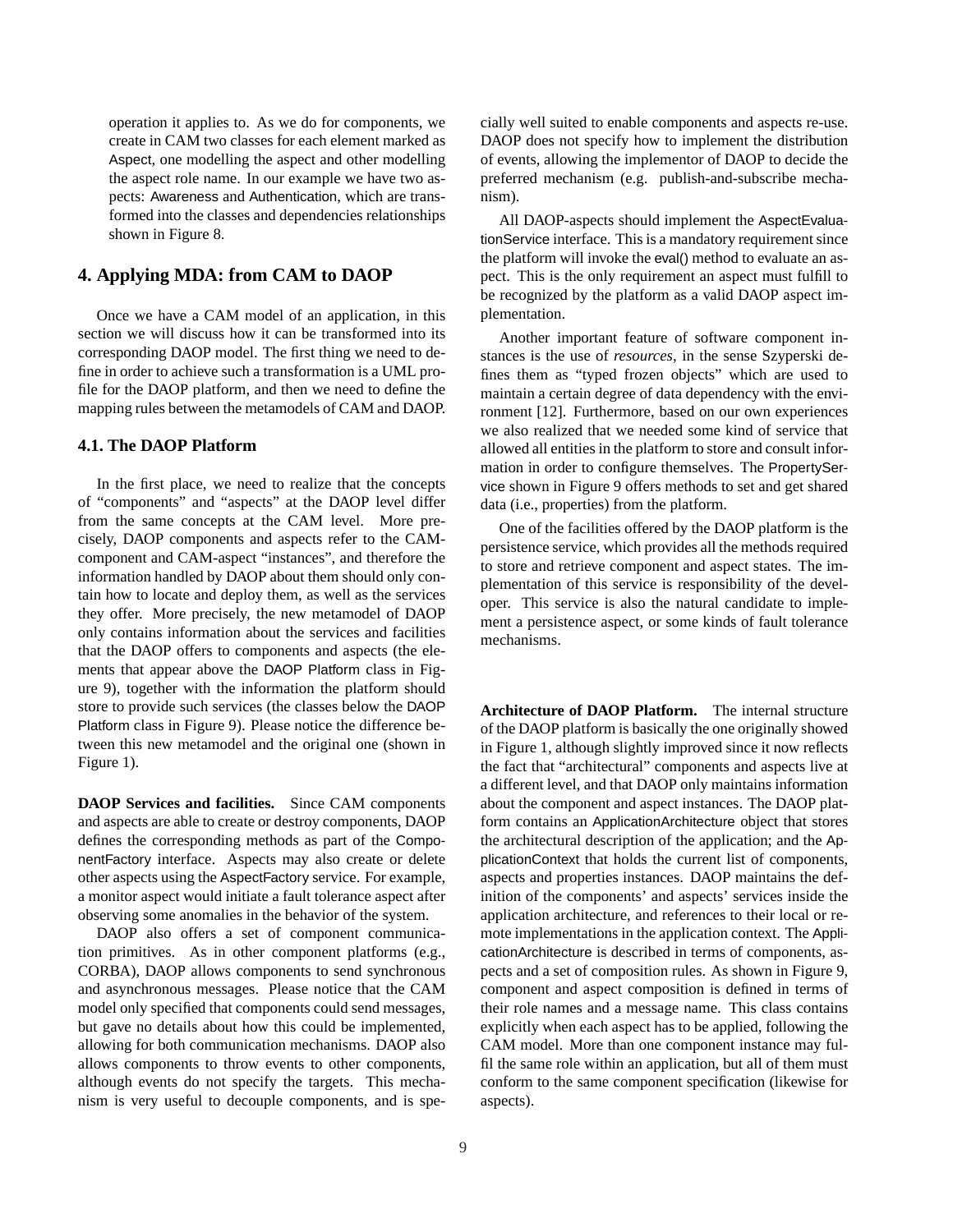operation it applies to. As we do for components, we create in CAM two classes for each element marked as Aspect, one modelling the aspect and other modelling the aspect role name. In our example we have two aspects: Awareness and Authentication, which are transformed into the classes and dependencies relationships shown in Figure 8.

## 4. Applying MDA: from CAM to DAOP

Once we have a CAM model of an application, in this section we will discuss how it can be transformed into its corresponding DAOP model. The first thing we need to define in order to achieve such a transformation is a UML profile for the DAOP platform, and then we need to define the mapping rules between the metamodels of CAM and DAOP.

### 4.1. The DAOP Platform

In the first place, we need to realize that the concepts of "components" and "aspects" at the DAOP level differ from the same concepts at the CAM level. More precisely, DAOP components and aspects refer to the CAM-component and CAM-aspect "instances", and therefore the information handled by DAOP about them should only contain how to locate and deploy them, as well as the services they offer. More precisely, the new metamodel of DAOP only contains information about the services and facilities that the DAOP offers to components and aspects (the elements that appear above the DAOP Platform class in Figure 9), together with the information the platform should store to provide such services (the classes below the DAOP Platform class in Figure 9). Please notice the difference between this new metamodel and the original one (shown in Figure 1).

**DAOP Services and facilities.** Since CAM components and aspects are able to create or destroy components, DAOP defines the corresponding methods as part of the ComponentFactory interface. Aspects may also create or delete other aspects using the AspectFactory service. For example, a monitor aspect would initiate a fault tolerance aspect after observing some anomalies in the behavior of the system.

DAOP also offers a set of component communication primitives. As in other component platforms (e.g., CORBA), DAOP allows components to send synchronous and asynchronous messages. Please notice that the CAM model only specified that components could send messages, but gave no details about how this could be implemented, allowing for both communication mechanisms. DAOP also allows components to throw events to other components, although events do not specify the targets. This mechanism is very useful to decouple components, and is specially well suited to enable components and aspects re-use. DAOP does not specify how to implement the distribution of events, allowing the implementor of DAOP to decide the preferred mechanism (e.g. publish-and-subscribe mechanism).

All DAOP-aspects should implement the AspectEvaluationService interface. This is a mandatory requirement since the platform will invoke the eval() method to evaluate an aspect. This is the only requirement an aspect must fulfill to be recognized by the platform as a valid DAOP aspect implementation.

Another important feature of software component instances is the use of *resources*, in the sense Szyperski defines them as "typed frozen objects" which are used to maintain a certain degree of data dependency with the environment [12]. Furthermore, based on our own experiences we also realized that we needed some kind of service that allowed all entities in the platform to store and consult information in order to configure themselves. The PropertyService shown in Figure 9 offers methods to set and get shared data (i.e., properties) from the platform.

One of the facilities offered by the DAOP platform is the persistence service, which provides all the methods required to store and retrieve component and aspect states. The implementation of this service is responsibility of the developer. This service is also the natural candidate to implement a persistence aspect, or some kinds of fault tolerance mechanisms.

**Architecture of DAOP Platform.** The internal structure of the DAOP platform is basically the one originally showed in Figure 1, although slightly improved since it now reflects the fact that "architectural" components and aspects live at a different level, and that DAOP only maintains information about the component and aspect instances. The DAOP platform contains an ApplicationArchitecture object that stores the architectural description of the application; and the ApplicationContext that holds the current list of components, aspects and properties instances. DAOP maintains the definition of the components' and aspects' services inside the application architecture, and references to their local or remote implementations in the application context. The ApplicationArchitecture is described in terms of components, aspects and a set of composition rules. As shown in Figure 9, component and aspect composition is defined in terms of their role names and a message name. This class contains explicitly when each aspect has to be applied, following the CAM model. More than one component instance may fulfil the same role within an application, but all of them must conform to the same component specification (likewise for aspects).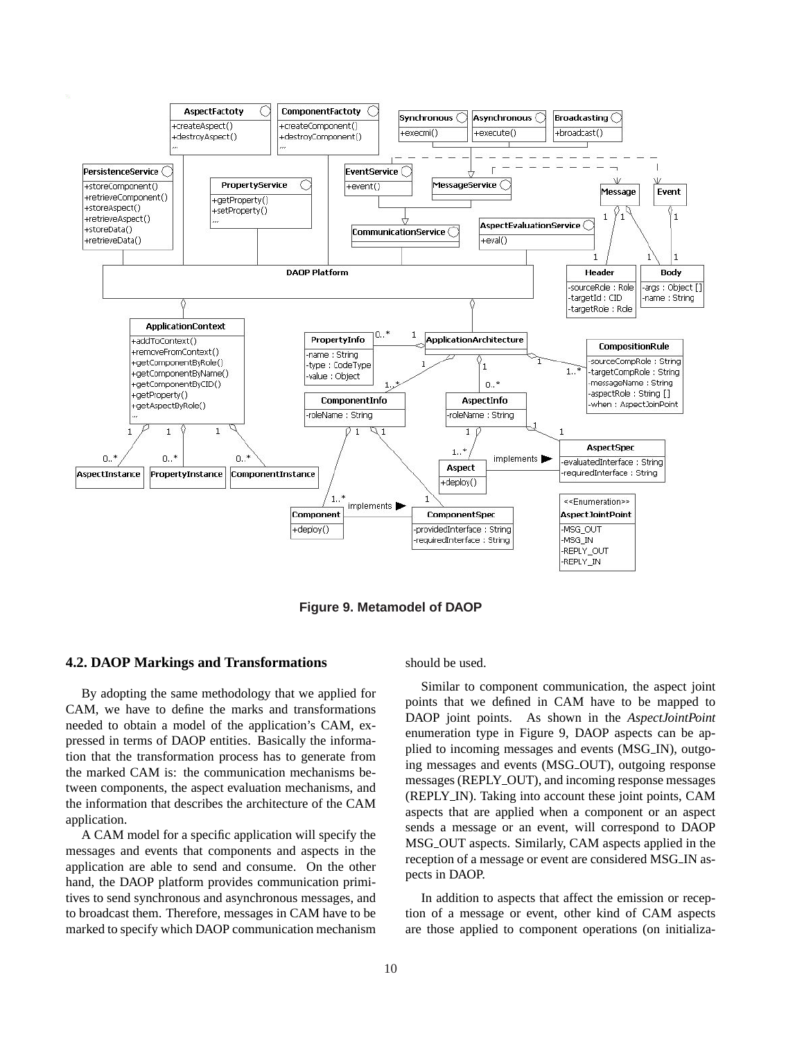**Figure 9. Metamodel of DAOP**

### 4.2. DAOP Markings and Transformations

By adopting the same methodology that we applied for CAM, we have to define the marks and transformations needed to obtain a model of the application's CAM, expressed in terms of DAOP entities. Basically the information that the transformation process has to generate from the marked CAM is: the communication mechanisms between components, the aspect evaluation mechanisms, and the information that describes the architecture of the CAM application.

A CAM model for a specific application will specify the messages and events that components and aspects in the application are able to send and consume. On the other hand, the DAOP platform provides communication primitives to send synchronous and asynchronous messages, and to broadcast them. Therefore, messages in CAM have to be marked to specify which DAOP communication mechanism should be used.

Similar to component communication, the aspect joint points that we defined in CAM have to be mapped to DAOP joint points. As shown in the *AspectJointPoint* enumeration type in Figure 9, DAOP aspects can be applied to incoming messages and events (MSG_IN), outgoing messages and events (MSG_OUT), outgoing response messages (REPLY_OUT), and incoming response messages (REPLY_IN). Taking into account these joint points, CAM aspects that are applied when a component or an aspect sends a message or an event, will correspond to DAOP MSG_OUT aspects. Similarly, CAM aspects applied in the reception of a message or event are considered MSG_IN aspects in DAOP.

In addition to aspects that affect the emission or reception of a message or event, other kind of CAM aspects are those applied to component operations (on initializa-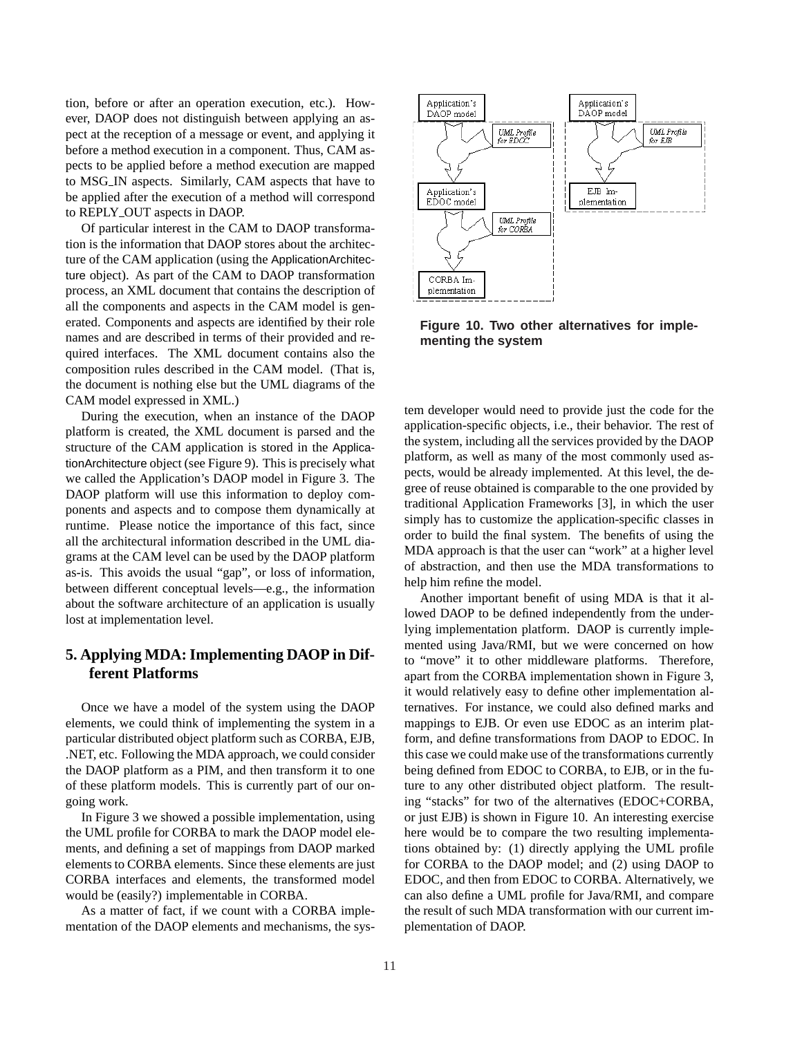tion, before or after an operation execution, etc.). However, DAOP does not distinguish between applying an aspect at the reception of a message or event, and applying it before a method execution in a component. Thus, CAM aspects to be applied before a method execution are mapped to MSG_IN aspects. Similarly, CAM aspects that have to be applied after the execution of a method will correspond to REPLY_OUT aspects in DAOP.

Of particular interest in the CAM to DAOP transformation is the information that DAOP stores about the architecture of the CAM application (using the ApplicationArchitecture object). As part of the CAM to DAOP transformation process, an XML document that contains the description of all the components and aspects in the CAM model is generated. Components and aspects are identified by their role names and are described in terms of their provided and required interfaces. The XML document contains also the composition rules described in the CAM model. (That is, the document is nothing else but the UML diagrams of the CAM model expressed in XML.)

During the execution, when an instance of the DAOP platform is created, the XML document is parsed and the structure of the CAM application is stored in the ApplicationArchitecture object (see Figure 9). This is precisely what we called the Application's DAOP model in Figure 3. The DAOP platform will use this information to deploy components and aspects and to compose them dynamically at runtime. Please notice the importance of this fact, since all the architectural information described in the UML diagrams at the CAM level can be used by the DAOP platform as-is. This avoids the usual "gap", or loss of information, between different conceptual levels—e.g., the information about the software architecture of an application is usually lost at implementation level.

## 5. Applying MDA: Implementing DAOP in Different Platforms

Once we have a model of the system using the DAOP elements, we could think of implementing the system in a particular distributed object platform such as CORBA, EJB, .NET, etc. Following the MDA approach, we could consider the DAOP platform as a PIM, and then transform it to one of these platform models. This is currently part of our ongoing work.

In Figure 3 we showed a possible implementation, using the UML profile for CORBA to mark the DAOP model elements, and defining a set of mappings from DAOP marked elements to CORBA elements. Since these elements are just CORBA interfaces and elements, the transformed model would be (easily?) implementable in CORBA.

As a matter of fact, if we count with a CORBA implementation of the DAOP elements and mechanisms, the system developer would need to provide just the code for the application-specific objects, i.e., their behavior. The rest of the system, including all the services provided by the DAOP platform, as well as many of the most commonly used aspects, would be already implemented. At this level, the degree of reuse obtained is comparable to the one provided by traditional Application Frameworks [3], in which the user simply has to customize the application-specific classes in order to build the final system. The benefits of using the MDA approach is that the user can "work" at a higher level of abstraction, and then use the MDA transformations to help him refine the model.

Application's DAOP model

UML Profile for EDOC

Application's EDOC model

UML Profile for CORBA

CORBA Implementation

Application's DAOP model

UML Profile for EJB

EJB Implementation

**Figure 10. Two other alternatives for implementing the system**

Another important benefit of using MDA is that it allowed DAOP to be defined independently from the underlying implementation platform. DAOP is currently implemented using Java/RMI, but we were concerned on how to "move" it to other middleware platforms. Therefore, apart from the CORBA implementation shown in Figure 3, it would relatively easy to define other implementation alternatives. For instance, we could also defined marks and mappings to EJB. Or even use EDOC as an interim platform, and define transformations from DAOP to EDOC. In this case we could make use of the transformations currently being defined from EDOC to CORBA, to EJB, or in the future to any other distributed object platform. The resulting "stacks" for two of the alternatives (EDOC+CORBA, or just EJB) is shown in Figure 10. An interesting exercise here would be to compare the two resulting implementations obtained by: (1) directly applying the UML profile for CORBA to the DAOP model; and (2) using DAOP to EDOC, and then from EDOC to CORBA. Alternatively, we can also define a UML profile for Java/RMI, and compare the result of such MDA transformation with our current implementation of DAOP.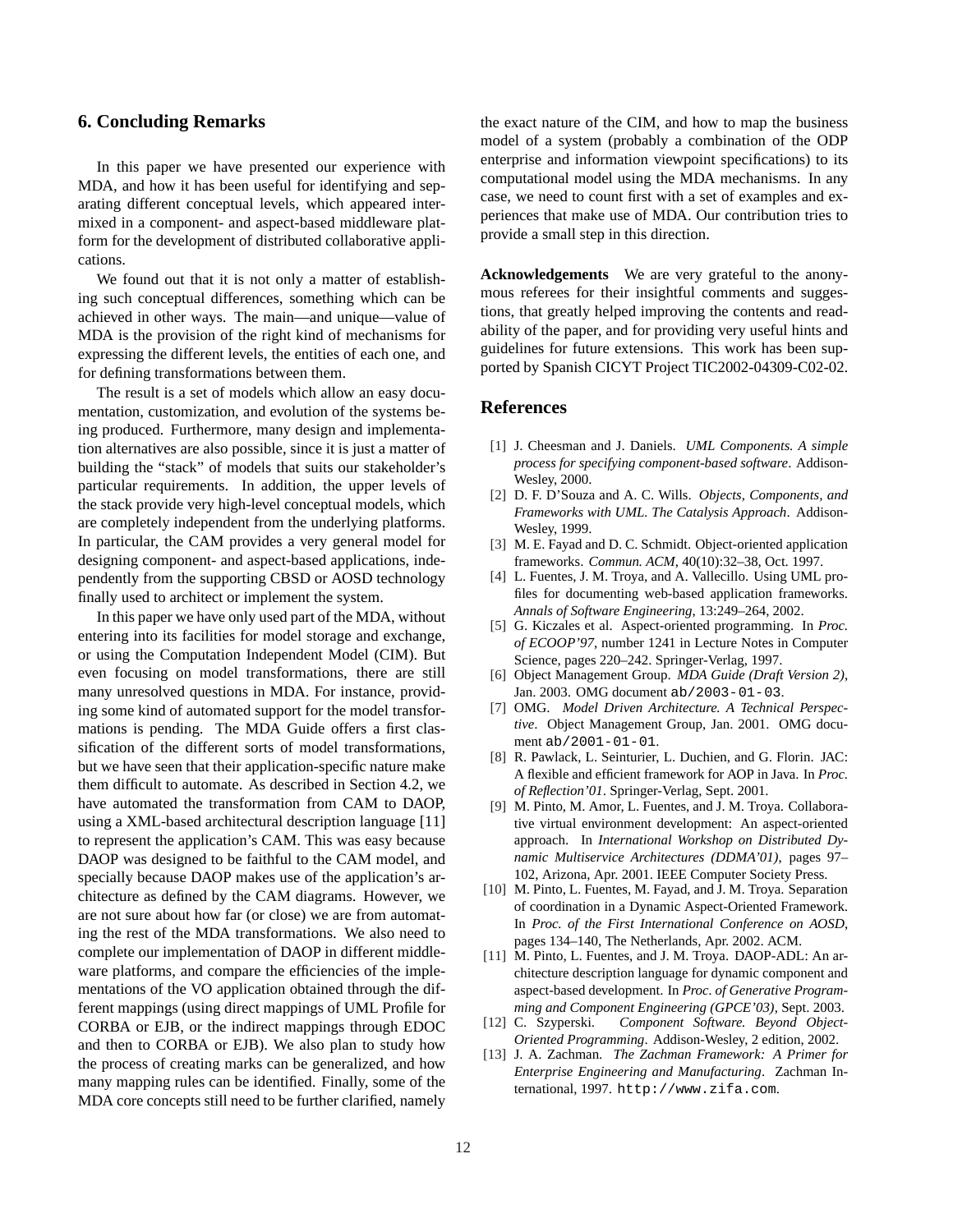## 6. Concluding Remarks

In this paper we have presented our experience with MDA, and how it has been useful for identifying and separating different conceptual levels, which appeared intermixed in a component- and aspect-based middleware platform for the development of distributed collaborative applications.

We found out that it is not only a matter of establishing such conceptual differences, something which can be achieved in other ways. The main—and unique—value of MDA is the provision of the right kind of mechanisms for expressing the different levels, the entities of each one, and for defining transformations between them.

The result is a set of models which allow an easy documentation, customization, and evolution of the systems being produced. Furthermore, many design and implementation alternatives are also possible, since it is just a matter of building the "stack" of models that suits our stakeholder's particular requirements. In addition, the upper levels of the stack provide very high-level conceptual models, which are completely independent from the underlying platforms. In particular, the CAM provides a very general model for designing component- and aspect-based applications, independently from the supporting CBSD or AOSD technology finally used to architect or implement the system.

In this paper we have only used part of the MDA, without entering into its facilities for model storage and exchange, or using the Computation Independent Model (CIM). But even focusing on model transformations, there are still many unresolved questions in MDA. For instance, providing some kind of automated support for the model transformations is pending. The MDA Guide offers a first classification of the different sorts of model transformations, but we have seen that their application-specific nature make them difficult to automate. As described in Section 4.2, we have automated the transformation from CAM to DAOP, using a XML-based architectural description language [11] to represent the application's CAM. This was easy because DAOP was designed to be faithful to the CAM model, and specially because DAOP makes use of the application's architecture as defined by the CAM diagrams. However, we are not sure about how far (or close) we are from automating the rest of the MDA transformations. We also need to complete our implementation of DAOP in different middleware platforms, and compare the efficiencies of the implementations of the VO application obtained through the different mappings (using direct mappings of UML Profile for CORBA or EJB, or the indirect mappings through EDOC and then to CORBA or EJB). We also plan to study how the process of creating marks can be generalized, and how many mapping rules can be identified. Finally, some of the MDA core concepts still need to be further clarified, namely the exact nature of the CIM, and how to map the business model of a system (probably a combination of the ODP enterprise and information viewpoint specifications) to its computational model using the MDA mechanisms. In any case, we need to count first with a set of examples and experiences that make use of MDA. Our contribution tries to provide a small step in this direction.

**Acknowledgements** We are very grateful to the anonymous referees for their insightful comments and suggestions, that greatly helped improving the contents and readability of the paper, and for providing very useful hints and guidelines for future extensions. This work has been supported by Spanish CICYT Project TIC2002-04309-C02-02.

## References

[1] J. Cheesman and J. Daniels. *UML Components. A simple process for specifying component-based software*. Addison-Wesley, 2000.

[2] D. F. D'Souza and A. C. Wills. *Objects, Components, and Frameworks with UML. The Catalysis Approach*. Addison-Wesley, 1999.

[3] M. E. Fayad and D. C. Schmidt. Object-oriented application frameworks. *Commun. ACM*, 40(10):32–38, Oct. 1997.

[4] L. Fuentes, J. M. Troya, and A. Vallecillo. Using UML profiles for documenting web-based application frameworks. *Annals of Software Engineering*, 13:249–264, 2002.

[5] G. Kiczales et al. Aspect-oriented programming. In *Proc. of ECOOP'97*, number 1241 in Lecture Notes in Computer Science, pages 220–242. Springer-Verlag, 1997.

[6] Object Management Group. *MDA Guide (Draft Version 2)*, Jan. 2003. OMG document `ab/2003-01-03`.

[7] OMG. *Model Driven Architecture. A Technical Perspective*. Object Management Group, Jan. 2001. OMG document `ab/2001-01-01`.

[8] R. Pawlack, L. Seinturier, L. Duchien, and G. Florin. JAC: A flexible and efficient framework for AOP in Java. In *Proc. of Reflection'01*. Springer-Verlag, Sept. 2001.

[9] M. Pinto, M. Amor, L. Fuentes, and J. M. Troya. Collaborative virtual environment development: An aspect-oriented approach. In *International Workshop on Distributed Dynamic Multiservice Architectures (DDMA'01)*, pages 97–102, Arizona, Apr. 2001. IEEE Computer Society Press.

[10] M. Pinto, L. Fuentes, M. Fayad, and J. M. Troya. Separation of coordination in a Dynamic Aspect-Oriented Framework. In *Proc. of the First International Conference on AOSD*, pages 134–140, The Netherlands, Apr. 2002. ACM.

[11] M. Pinto, L. Fuentes, and J. M. Troya. DAOP-ADL: An architecture description language for dynamic component and aspect-based development. In *Proc. of Generative Programming and Component Engineering (GPCE'03)*, Sept. 2003.

[12] C. Szyperski. *Component Software. Beyond Object-Oriented Programming*. Addison-Wesley, 2 edition, 2002.

[13] J. A. Zachman. *The Zachman Framework: A Primer for Enterprise Engineering and Manufacturing*. Zachman International, 1997. `http://www.zifa.com`.